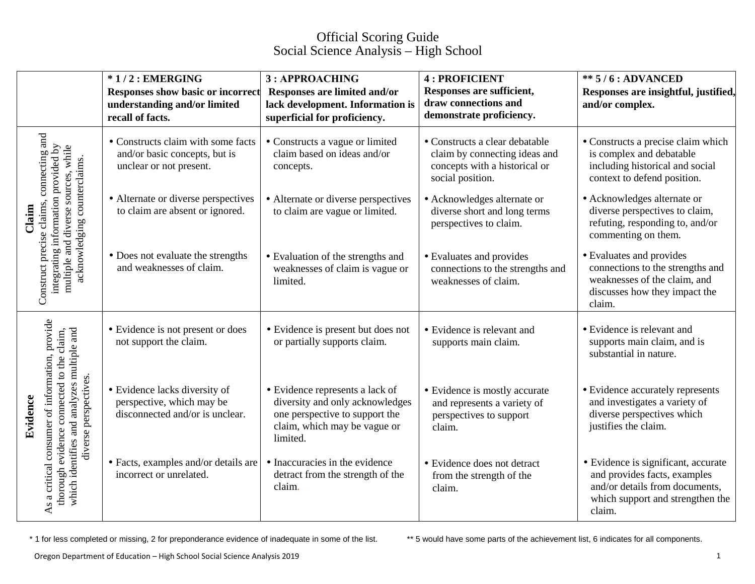# Official Scoring Guide
## Social Science Analysis – High School

| | **\* 1 / 2 : EMERGING** Responses show basic or incorrect understanding and/or limited recall of facts. | **3 : APPROACHING** Responses are limited and/or lack development. Information is superficial for proficiency. | **4 : PROFICIENT** Responses are sufficient, draw connections and demonstrate proficiency. | **\*\* 5 / 6 : ADVANCED** Responses are insightful, justified, and/or complex. |
|---|---|---|---|---|
| **Claim** Construct precise claims, connecting and integrating information provided by multiple and diverse sources, while acknowledging counterclaims. | • Constructs claim with some facts and/or basic concepts, but is unclear or not present.<br>• Alternate or diverse perspectives to claim are absent or ignored.<br>• Does not evaluate the strengths and weaknesses of claim. | • Constructs a vague or limited claim based on ideas and/or concepts.<br>• Alternate or diverse perspectives to claim are vague or limited.<br>• Evaluation of the strengths and weaknesses of claim is vague or limited. | • Constructs a clear debatable claim by connecting ideas and concepts with a historical or social position.<br>• Acknowledges alternate or diverse short and long terms perspectives to claim.<br>• Evaluates and provides connections to the strengths and weaknesses of claim. | • Constructs a precise claim which is complex and debatable including historical and social context to defend position.<br>• Acknowledges alternate or diverse perspectives to claim, refuting, responding to, and/or commenting on them.<br>• Evaluates and provides connections to the strengths and weaknesses of the claim, and discusses how they impact the claim. |
| **Evidence** As a critical consumer of information, provide thorough evidence connected to the claim, which identifies and analyzes multiple and diverse perspectives. | • Evidence is not present or does not support the claim.<br>• Evidence lacks diversity of perspective, which may be disconnected and/or is unclear.<br>• Facts, examples and/or details are incorrect or unrelated. | • Evidence is present but does not or partially supports claim.<br>• Evidence represents a lack of diversity and only acknowledges one perspective to support the claim, which may be vague or limited.<br>• Inaccuracies in the evidence detract from the strength of the claim. | • Evidence is relevant and supports main claim.<br>• Evidence is mostly accurate and represents a variety of perspectives to support claim.<br>• Evidence does not detract from the strength of the claim. | • Evidence is relevant and supports main claim, and is substantial in nature.<br>• Evidence accurately represents and investigates a variety of diverse perspectives which justifies the claim.<br>• Evidence is significant, accurate and provides facts, examples and/or details from documents, which support and strengthen the claim. |

\* 1 for less completed or missing, 2 for preponderance evidence of inadequate in some of the list. \*\* 5 would have some parts of the achievement list, 6 indicates for all components.

Oregon Department of Education – High School Social Science Analysis 2019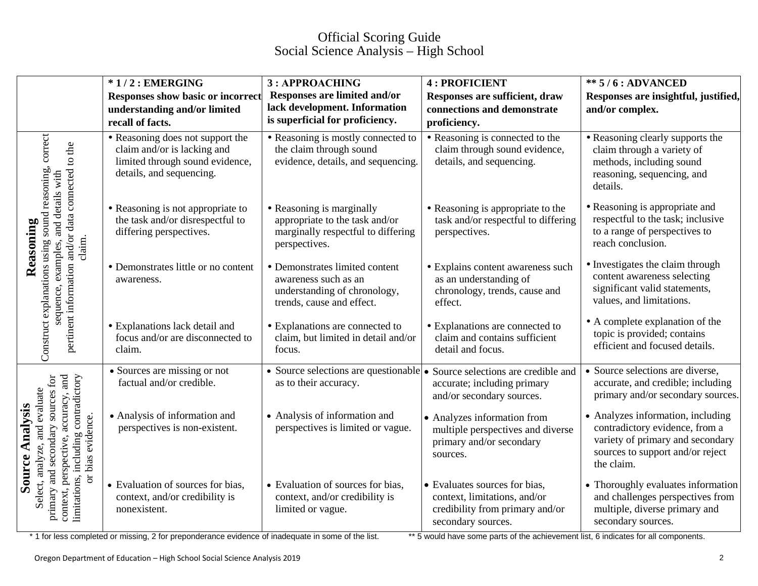# Official Scoring Guide
## Social Science Analysis – High School

| | * 1 / 2 : EMERGING<br>Responses show basic or incorrect understanding and/or limited recall of facts. | 3 : APPROACHING<br>Responses are limited and/or lack development. Information is superficial for proficiency. | 4 : PROFICIENT<br>Responses are sufficient, draw connections and demonstrate proficiency. | ** 5 / 6 : ADVANCED<br>Responses are insightful, justified, and/or complex. |
|---|---|---|---|---|
| **Reasoning**<br>Construct explanations using sound reasoning, correct sequence, examples, and details with pertinent information and/or data connected to the claim. | • Reasoning does not support the claim and/or is lacking and limited through sound evidence, details, and sequencing.<br><br>• Reasoning is not appropriate to the task and/or disrespectful to differing perspectives.<br><br>• Demonstrates little or no content awareness.<br><br>• Explanations lack detail and focus and/or are disconnected to claim. | • Reasoning is mostly connected to the claim through sound evidence, details, and sequencing.<br><br>• Reasoning is marginally appropriate to the task and/or marginally respectful to differing perspectives.<br><br>• Demonstrates limited content awareness such as an understanding of chronology, trends, cause and effect.<br><br>• Explanations are connected to claim, but limited in detail and/or focus. | • Reasoning is connected to the claim through sound evidence, details, and sequencing.<br><br>• Reasoning is appropriate to the task and/or respectful to differing perspectives.<br><br>• Explains content awareness such as an understanding of chronology, trends, cause and effect.<br><br>• Explanations are connected to claim and contains sufficient detail and focus. | • Reasoning clearly supports the claim through a variety of methods, including sound reasoning, sequencing, and details.<br><br>• Reasoning is appropriate and respectful to the task; inclusive to a range of perspectives to reach conclusion.<br><br>• Investigates the claim through content awareness selecting significant valid statements, values, and limitations.<br><br>• A complete explanation of the topic is provided; contains efficient and focused details. |
| **Source Analysis**<br>Select, analyze, and evaluate primary and secondary sources for context, perspective, accuracy, and limitations, including contradictory or bias evidence. | • Sources are missing or not factual and/or credible.<br><br>• Analysis of information and perspectives is non-existent.<br><br>• Evaluation of sources for bias, context, and/or credibility is nonexistent. | • Source selections are questionable as to their accuracy.<br><br>• Analysis of information and perspectives is limited or vague.<br><br>• Evaluation of sources for bias, context, and/or credibility is limited or vague. | • Source selections are credible and accurate; including primary and/or secondary sources.<br><br>• Analyzes information from multiple perspectives and diverse primary and/or secondary sources.<br><br>• Evaluates sources for bias, context, limitations, and/or credibility from primary and/or secondary sources. | • Source selections are diverse, accurate, and credible; including primary and/or secondary sources.<br><br>• Analyzes information, including contradictory evidence, from a variety of primary and secondary sources to support and/or reject the claim.<br><br>• Thoroughly evaluates information and challenges perspectives from multiple, diverse primary and secondary sources. |

* 1 for less completed or missing, 2 for preponderance evidence of inadequate in some of the list.

** 5 would have some parts of the achievement list, 6 indicates for all components.

Oregon Department of Education – High School Social Science Analysis 2019